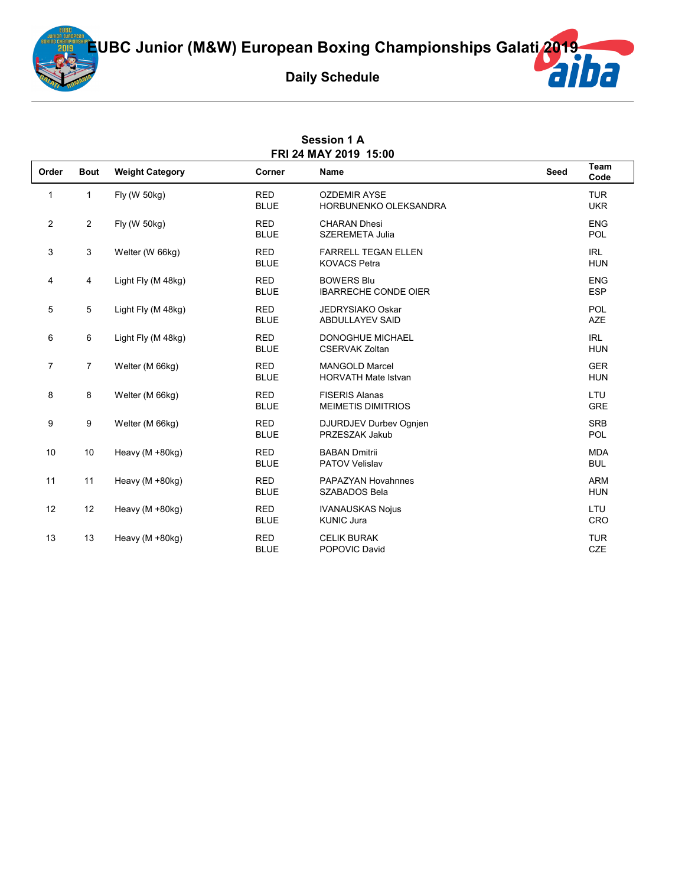# EUBC Junior (M&W) European Boxing Championships Galati 2019

## Daily Schedule

### Session 1 A
### FRI 24 MAY 2019 15:00

| Order | Bout | Weight Category | Corner | Name | Seed | Team Code |
|---|---|---|---|---|---|---|
| 1 | 1 | Fly (W 50kg) | RED | OZDEMIR AYSE | | TUR |
| | | | BLUE | HORBUNENKO OLEKSANDRA | | UKR |
| 2 | 2 | Fly (W 50kg) | RED | CHARAN Dhesi | | ENG |
| | | | BLUE | SZEREMETA Julia | | POL |
| 3 | 3 | Welter (W 66kg) | RED | FARRELL TEGAN ELLEN | | IRL |
| | | | BLUE | KOVACS Petra | | HUN |
| 4 | 4 | Light Fly (M 48kg) | RED | BOWERS Blu | | ENG |
| | | | BLUE | IBARRECHE CONDE OIER | | ESP |
| 5 | 5 | Light Fly (M 48kg) | RED | JEDRYSIAKO Oskar | | POL |
| | | | BLUE | ABDULLAYEV SAID | | AZE |
| 6 | 6 | Light Fly (M 48kg) | RED | DONOGHUE MICHAEL | | IRL |
| | | | BLUE | CSERVAK Zoltan | | HUN |
| 7 | 7 | Welter (M 66kg) | RED | MANGOLD Marcel | | GER |
| | | | BLUE | HORVATH Mate Istvan | | HUN |
| 8 | 8 | Welter (M 66kg) | RED | FISERIS Alanas | | LTU |
| | | | BLUE | MEIMETIS DIMITRIOS | | GRE |
| 9 | 9 | Welter (M 66kg) | RED | DJURDJEV Durbev Ognjen | | SRB |
| | | | BLUE | PRZESZAK Jakub | | POL |
| 10 | 10 | Heavy (M +80kg) | RED | BABAN Dmitrii | | MDA |
| | | | BLUE | PATOV Velislav | | BUL |
| 11 | 11 | Heavy (M +80kg) | RED | PAPAZYAN Hovahnnes | | ARM |
| | | | BLUE | SZABADOS Bela | | HUN |
| 12 | 12 | Heavy (M +80kg) | RED | IVANAUSKAS Nojus | | LTU |
| | | | BLUE | KUNIC Jura | | CRO |
| 13 | 13 | Heavy (M +80kg) | RED | CELIK BURAK | | TUR |
| | | | BLUE | POPOVIC David | | CZE |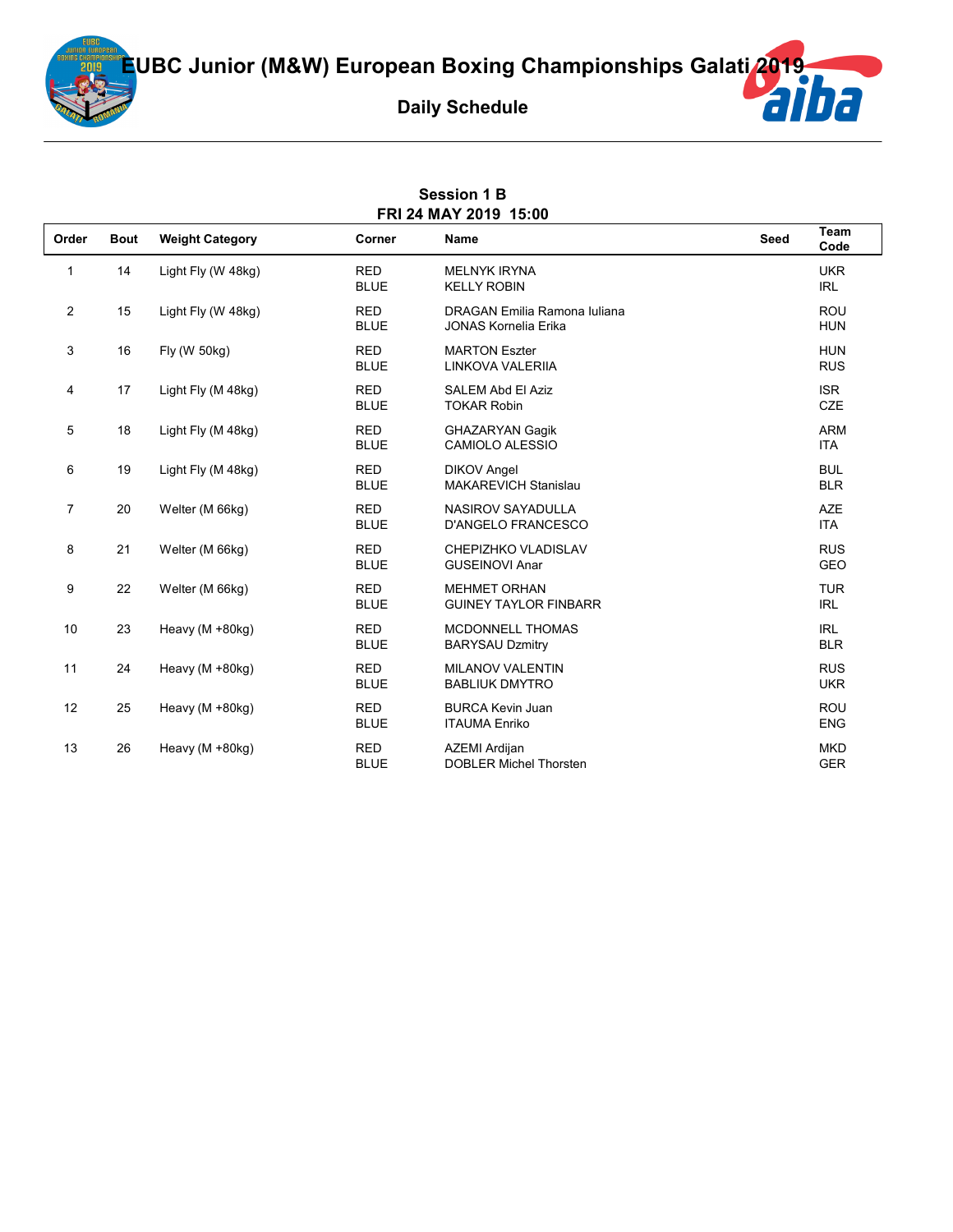# EUBC Junior (M&W) European Boxing Championships Galati 2019

## Daily Schedule

### Session 1 B
### FRI 24 MAY 2019 15:00

| Order | Bout | Weight Category | Corner | Name | Seed | Team Code |
|---|---|---|---|---|---|---|
| 1 | 14 | Light Fly (W 48kg) | RED | MELNYK IRYNA | | UKR |
| | | | BLUE | KELLY ROBIN | | IRL |
| 2 | 15 | Light Fly (W 48kg) | RED | DRAGAN Emilia Ramona Iuliana | | ROU |
| | | | BLUE | JONAS Kornelia Erika | | HUN |
| 3 | 16 | Fly (W 50kg) | RED | MARTON Eszter | | HUN |
| | | | BLUE | LINKOVA VALERIIA | | RUS |
| 4 | 17 | Light Fly (M 48kg) | RED | SALEM Abd El Aziz | | ISR |
| | | | BLUE | TOKAR Robin | | CZE |
| 5 | 18 | Light Fly (M 48kg) | RED | GHAZARYAN Gagik | | ARM |
| | | | BLUE | CAMIOLO ALESSIO | | ITA |
| 6 | 19 | Light Fly (M 48kg) | RED | DIKOV Angel | | BUL |
| | | | BLUE | MAKAREVICH Stanislau | | BLR |
| 7 | 20 | Welter (M 66kg) | RED | NASIROV SAYADULLA | | AZE |
| | | | BLUE | D'ANGELO FRANCESCO | | ITA |
| 8 | 21 | Welter (M 66kg) | RED | CHEPIZHKO VLADISLAV | | RUS |
| | | | BLUE | GUSEINOVI Anar | | GEO |
| 9 | 22 | Welter (M 66kg) | RED | MEHMET ORHAN | | TUR |
| | | | BLUE | GUINEY TAYLOR FINBARR | | IRL |
| 10 | 23 | Heavy (M +80kg) | RED | MCDONNELL THOMAS | | IRL |
| | | | BLUE | BARYSAU Dzmitry | | BLR |
| 11 | 24 | Heavy (M +80kg) | RED | MILANOV VALENTIN | | RUS |
| | | | BLUE | BABLIUK DMYTRO | | UKR |
| 12 | 25 | Heavy (M +80kg) | RED | BURCA Kevin Juan | | ROU |
| | | | BLUE | ITAUMA Enriko | | ENG |
| 13 | 26 | Heavy (M +80kg) | RED | AZEMI Ardijan | | MKD |
| | | | BLUE | DOBLER Michel Thorsten | | GER |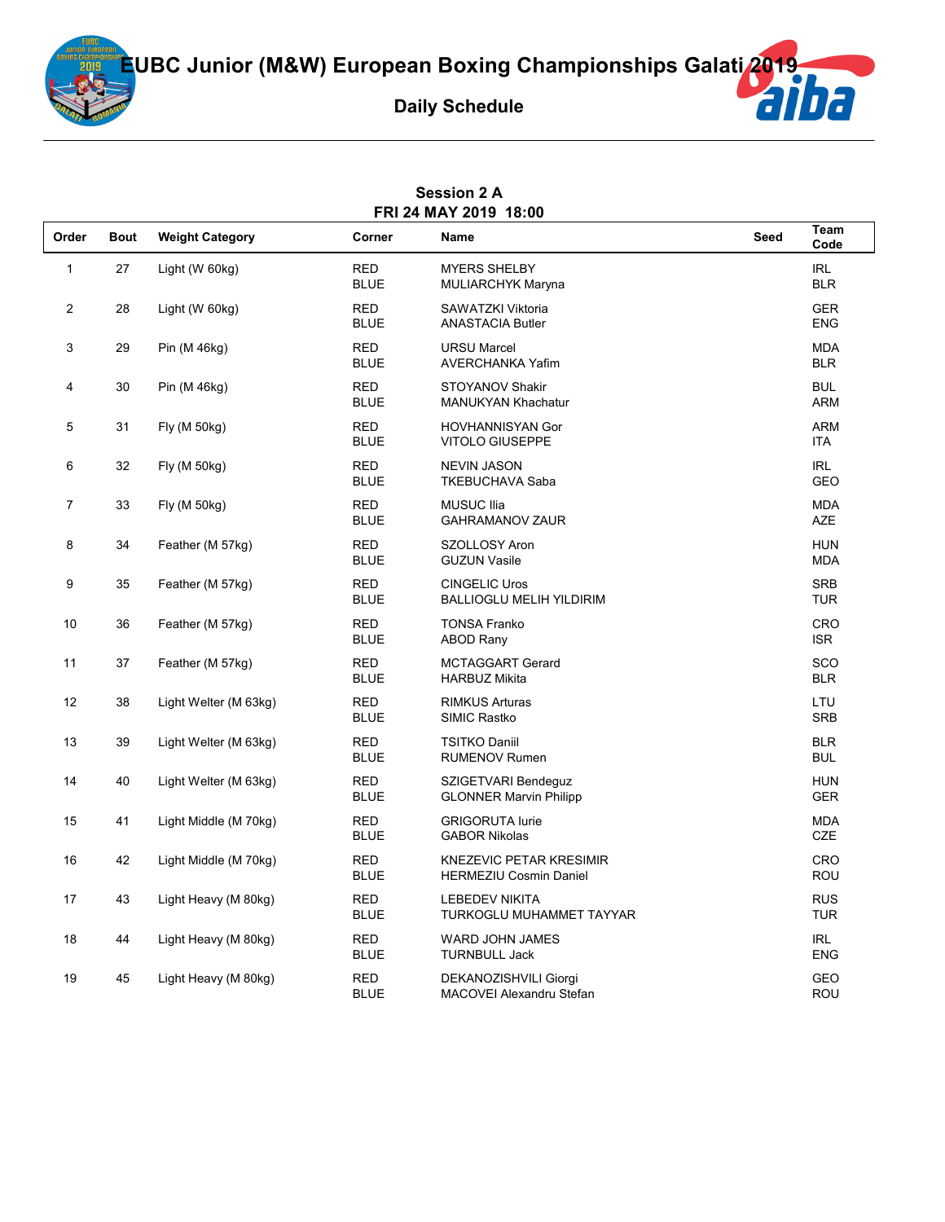# EUBC Junior (M&W) European Boxing Championships Galati 2019

## Daily Schedule

### Session 2 A
### FRI 24 MAY 2019 18:00

| Order | Bout | Weight Category | Corner | Name | Seed | Team Code |
|---|---|---|---|---|---|---|
| 1 | 27 | Light (W 60kg) | RED | MYERS SHELBY | | IRL |
| | | | BLUE | MULIARCHYK Maryna | | BLR |
| 2 | 28 | Light (W 60kg) | RED | SAWATZKI Viktoria | | GER |
| | | | BLUE | ANASTACIA Butler | | ENG |
| 3 | 29 | Pin (M 46kg) | RED | URSU Marcel | | MDA |
| | | | BLUE | AVERCHANKA Yafim | | BLR |
| 4 | 30 | Pin (M 46kg) | RED | STOYANOV Shakir | | BUL |
| | | | BLUE | MANUKYAN Khachatur | | ARM |
| 5 | 31 | Fly (M 50kg) | RED | HOVHANNISYAN Gor | | ARM |
| | | | BLUE | VITOLO GIUSEPPE | | ITA |
| 6 | 32 | Fly (M 50kg) | RED | NEVIN JASON | | IRL |
| | | | BLUE | TKEBUCHAVA Saba | | GEO |
| 7 | 33 | Fly (M 50kg) | RED | MUSUC Ilia | | MDA |
| | | | BLUE | GAHRAMANOV ZAUR | | AZE |
| 8 | 34 | Feather (M 57kg) | RED | SZOLLOSY Aron | | HUN |
| | | | BLUE | GUZUN Vasile | | MDA |
| 9 | 35 | Feather (M 57kg) | RED | CINGELIC Uros | | SRB |
| | | | BLUE | BALLIOGLU MELIH YILDIRIM | | TUR |
| 10 | 36 | Feather (M 57kg) | RED | TONSA Franko | | CRO |
| | | | BLUE | ABOD Rany | | ISR |
| 11 | 37 | Feather (M 57kg) | RED | MCTAGGART Gerard | | SCO |
| | | | BLUE | HARBUZ Mikita | | BLR |
| 12 | 38 | Light Welter (M 63kg) | RED | RIMKUS Arturas | | LTU |
| | | | BLUE | SIMIC Rastko | | SRB |
| 13 | 39 | Light Welter (M 63kg) | RED | TSITKO Daniil | | BLR |
| | | | BLUE | RUMENOV Rumen | | BUL |
| 14 | 40 | Light Welter (M 63kg) | RED | SZIGETVARI Bendeguz | | HUN |
| | | | BLUE | GLONNER Marvin Philipp | | GER |
| 15 | 41 | Light Middle (M 70kg) | RED | GRIGORUTA Iurie | | MDA |
| | | | BLUE | GABOR Nikolas | | CZE |
| 16 | 42 | Light Middle (M 70kg) | RED | KNEZEVIC PETAR KRESIMIR | | CRO |
| | | | BLUE | HERMEZIU Cosmin Daniel | | ROU |
| 17 | 43 | Light Heavy (M 80kg) | RED | LEBEDEV NIKITA | | RUS |
| | | | BLUE | TURKOGLU MUHAMMET TAYYAR | | TUR |
| 18 | 44 | Light Heavy (M 80kg) | RED | WARD JOHN JAMES | | IRL |
| | | | BLUE | TURNBULL Jack | | ENG |
| 19 | 45 | Light Heavy (M 80kg) | RED | DEKANOZISHVILI Giorgi | | GEO |
| | | | BLUE | MACOVEI Alexandru Stefan | | ROU |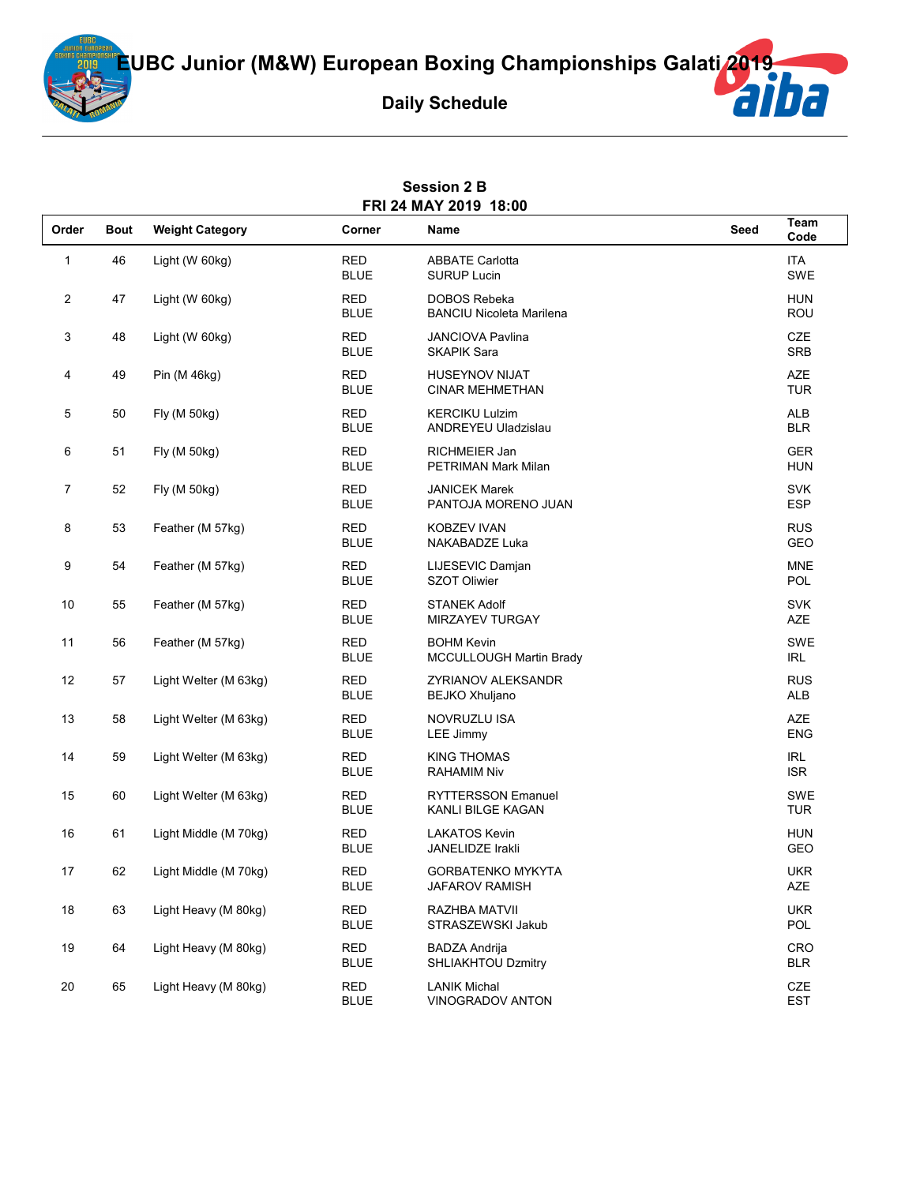# EUBC Junior (M&W) European Boxing Championships Galati 2019

## Daily Schedule

### Session 2 B
### FRI 24 MAY 2019 18:00

| Order | Bout | Weight Category | Corner | Name | Seed | Team Code |
|---|---|---|---|---|---|---|
| 1 | 46 | Light (W 60kg) | RED<br>BLUE | ABBATE Carlotta<br>SURUP Lucin | | ITA<br>SWE |
| 2 | 47 | Light (W 60kg) | RED<br>BLUE | DOBOS Rebeka<br>BANCIU Nicoleta Marilena | | HUN<br>ROU |
| 3 | 48 | Light (W 60kg) | RED<br>BLUE | JANCIOVA Pavlina<br>SKAPIK Sara | | CZE<br>SRB |
| 4 | 49 | Pin (M 46kg) | RED<br>BLUE | HUSEYNOV NIJAT<br>CINAR MEHMETHAN | | AZE<br>TUR |
| 5 | 50 | Fly (M 50kg) | RED<br>BLUE | KERCIKU Lulzim<br>ANDREYEU Uladzislau | | ALB<br>BLR |
| 6 | 51 | Fly (M 50kg) | RED<br>BLUE | RICHMEIER Jan<br>PETRIMAN Mark Milan | | GER<br>HUN |
| 7 | 52 | Fly (M 50kg) | RED<br>BLUE | JANICEK Marek<br>PANTOJA MORENO JUAN | | SVK<br>ESP |
| 8 | 53 | Feather (M 57kg) | RED<br>BLUE | KOBZEV IVAN<br>NAKABADZE Luka | | RUS<br>GEO |
| 9 | 54 | Feather (M 57kg) | RED<br>BLUE | LIJESEVIC Damjan<br>SZOT Oliwier | | MNE<br>POL |
| 10 | 55 | Feather (M 57kg) | RED<br>BLUE | STANEK Adolf<br>MIRZAYEV TURGAY | | SVK<br>AZE |
| 11 | 56 | Feather (M 57kg) | RED<br>BLUE | BOHM Kevin<br>MCCULLOUGH Martin Brady | | SWE<br>IRL |
| 12 | 57 | Light Welter (M 63kg) | RED<br>BLUE | ZYRIANOV ALEKSANDR<br>BEJKO Xhuljano | | RUS<br>ALB |
| 13 | 58 | Light Welter (M 63kg) | RED<br>BLUE | NOVRUZLU ISA<br>LEE Jimmy | | AZE<br>ENG |
| 14 | 59 | Light Welter (M 63kg) | RED<br>BLUE | KING THOMAS<br>RAHAMIM Niv | | IRL<br>ISR |
| 15 | 60 | Light Welter (M 63kg) | RED<br>BLUE | RYTTERSSON Emanuel<br>KANLI BILGE KAGAN | | SWE<br>TUR |
| 16 | 61 | Light Middle (M 70kg) | RED<br>BLUE | LAKATOS Kevin<br>JANELIDZE Irakli | | HUN<br>GEO |
| 17 | 62 | Light Middle (M 70kg) | RED<br>BLUE | GORBATENKO MYKYTA<br>JAFAROV RAMISH | | UKR<br>AZE |
| 18 | 63 | Light Heavy (M 80kg) | RED<br>BLUE | RAZHBA MATVII<br>STRASZEWSKI Jakub | | UKR<br>POL |
| 19 | 64 | Light Heavy (M 80kg) | RED<br>BLUE | BADZA Andrija<br>SHLIAKHTOU Dzmitry | | CRO<br>BLR |
| 20 | 65 | Light Heavy (M 80kg) | RED<br>BLUE | LANIK Michal<br>VINOGRADOV ANTON | | CZE<br>EST |